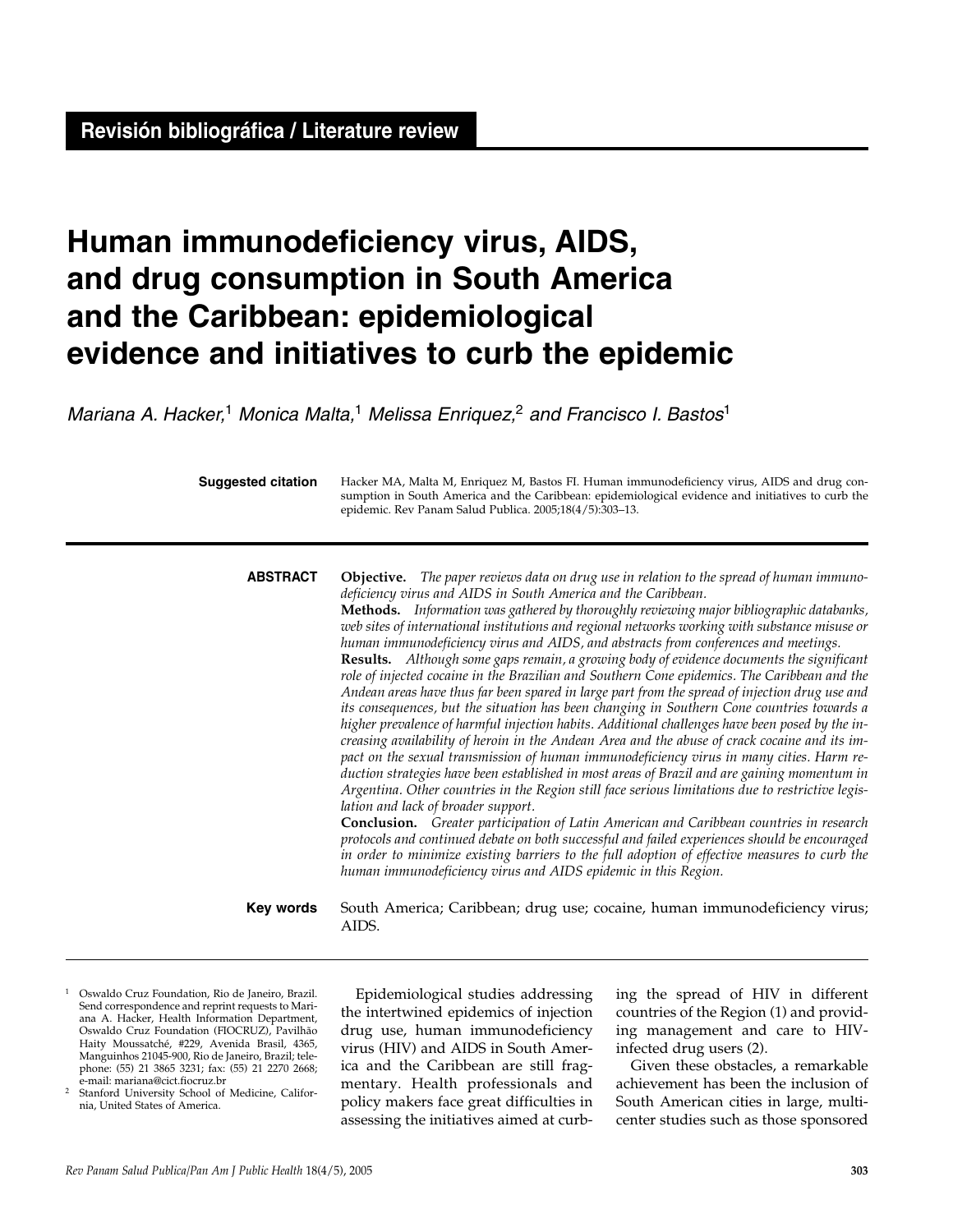**Revisión bibliográfica / Literature review**

# Human immunodeficiency virus, AIDS, and drug consumption in South America and the Caribbean: epidemiological evidence and initiatives to curb the epidemic

*Mariana A. Hacker,[1] Monica Malta,[1] Melissa Enriquez,[2] and Francisco I. Bastos[1]*

**Suggested citation** Hacker MA, Malta M, Enriquez M, Bastos FI. Human immunodeficiency virus, AIDS and drug consumption in South America and the Caribbean: epidemiological evidence and initiatives to curb the epidemic. Rev Panam Salud Publica. 2005;18(4/5):303–13.

**ABSTRACT**

**Objective.** *The paper reviews data on drug use in relation to the spread of human immunodeficiency virus and AIDS in South America and the Caribbean.*

**Methods.** *Information was gathered by thoroughly reviewing major bibliographic databanks, web sites of international institutions and regional networks working with substance misuse or human immunodeficiency virus and AIDS, and abstracts from conferences and meetings.*

**Results.** *Although some gaps remain, a growing body of evidence documents the significant role of injected cocaine in the Brazilian and Southern Cone epidemics. The Caribbean and the Andean areas have thus far been spared in large part from the spread of injection drug use and its consequences, but the situation has been changing in Southern Cone countries towards a higher prevalence of harmful injection habits. Additional challenges have been posed by the increasing availability of heroin in the Andean Area and the abuse of crack cocaine and its impact on the sexual transmission of human immunodeficiency virus in many cities. Harm reduction strategies have been established in most areas of Brazil and are gaining momentum in Argentina. Other countries in the Region still face serious limitations due to restrictive legislation and lack of broader support.*

**Conclusion.** *Greater participation of Latin American and Caribbean countries in research protocols and continued debate on both successful and failed experiences should be encouraged in order to minimize existing barriers to the full adoption of effective measures to curb the human immunodeficiency virus and AIDS epidemic in this Region.*

**Key words** South America; Caribbean; drug use; cocaine, human immunodeficiency virus; AIDS.

---

Epidemiological studies addressing the intertwined epidemics of injection drug use, human immunodeficiency virus (HIV) and AIDS in South America and the Caribbean are still fragmentary. Health professionals and policy makers face great difficulties in assessing the initiatives aimed at curbing the spread of HIV in different countries of the Region (1) and providing management and care to HIV-infected drug users (2).

Given these obstacles, a remarkable achievement has been the inclusion of South American cities in large, multicenter studies such as those sponsored

---

[1] Oswaldo Cruz Foundation, Rio de Janeiro, Brazil. Send correspondence and reprint requests to Mariana A. Hacker, Health Information Department, Oswaldo Cruz Foundation (FIOCRUZ), Pavilhão Haity Moussatché, #229, Avenida Brasil, 4365, Manguinhos 21045-900, Rio de Janeiro, Brazil; telephone: (55) 21 3865 3231; fax: (55) 21 2270 2668; e-mail: mariana@cict.fiocruz.br

[2] Stanford University School of Medicine, California, United States of America.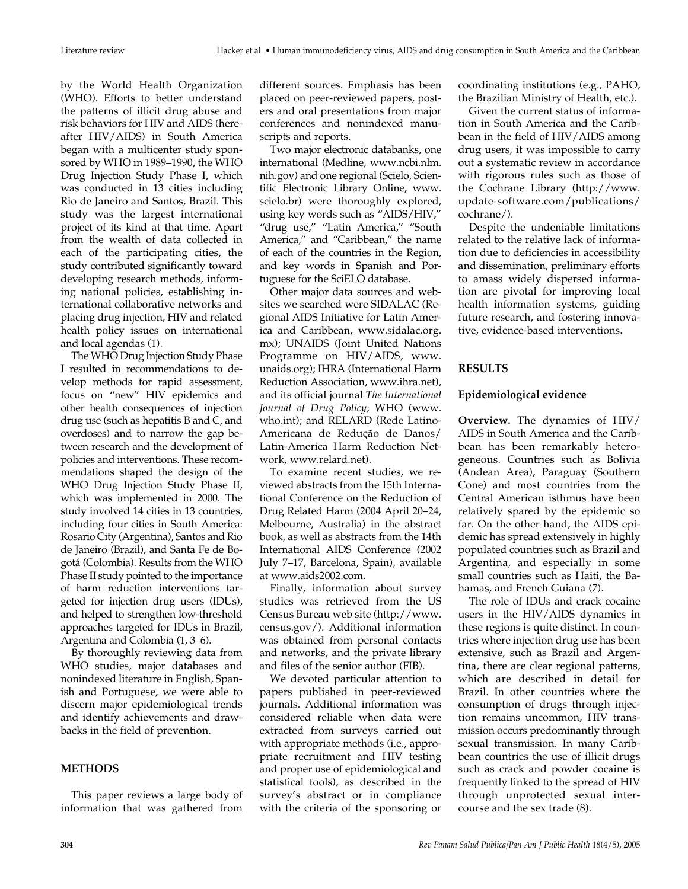by the World Health Organization (WHO). Efforts to better understand the patterns of illicit drug abuse and risk behaviors for HIV and AIDS (hereafter HIV/AIDS) in South America began with a multicenter study sponsored by WHO in 1989–1990, the WHO Drug Injection Study Phase I, which was conducted in 13 cities including Rio de Janeiro and Santos, Brazil. This study was the largest international project of its kind at that time. Apart from the wealth of data collected in each of the participating cities, the study contributed significantly toward developing research methods, informing national policies, establishing international collaborative networks and placing drug injection, HIV and related health policy issues on international and local agendas (1).

The WHO Drug Injection Study Phase I resulted in recommendations to develop methods for rapid assessment, focus on "new" HIV epidemics and other health consequences of injection drug use (such as hepatitis B and C, and overdoses) and to narrow the gap between research and the development of policies and interventions. These recommendations shaped the design of the WHO Drug Injection Study Phase II, which was implemented in 2000. The study involved 14 cities in 13 countries, including four cities in South America: Rosario City (Argentina), Santos and Rio de Janeiro (Brazil), and Santa Fe de Bogotá (Colombia). Results from the WHO Phase II study pointed to the importance of harm reduction interventions targeted for injection drug users (IDUs), and helped to strengthen low-threshold approaches targeted for IDUs in Brazil, Argentina and Colombia (1, 3–6).

By thoroughly reviewing data from WHO studies, major databases and nonindexed literature in English, Spanish and Portuguese, we were able to discern major epidemiological trends and identify achievements and drawbacks in the field of prevention.

## METHODS

This paper reviews a large body of information that was gathered from different sources. Emphasis has been placed on peer-reviewed papers, posters and oral presentations from major conferences and nonindexed manuscripts and reports.

Two major electronic databanks, one international (Medline, www.ncbi.nlm.nih.gov) and one regional (Scielo, Scientific Electronic Library Online, www.scielo.br) were thoroughly explored, using key words such as "AIDS/HIV," "drug use," "Latin America," "South America," and "Caribbean," the name of each of the countries in the Region, and key words in Spanish and Portuguese for the SciELO database.

Other major data sources and websites we searched were SIDALAC (Regional AIDS Initiative for Latin America and Caribbean, www.sidalac.org.mx); UNAIDS (Joint United Nations Programme on HIV/AIDS, www.unaids.org); IHRA (International Harm Reduction Association, www.ihra.net), and its official journal *The International Journal of Drug Policy*; WHO (www.who.int); and RELARD (Rede Latino-Americana de Redução de Danos/Latin-America Harm Reduction Network, www.relard.net).

To examine recent studies, we reviewed abstracts from the 15th International Conference on the Reduction of Drug Related Harm (2004 April 20–24, Melbourne, Australia) in the abstract book, as well as abstracts from the 14th International AIDS Conference (2002 July 7–17, Barcelona, Spain), available at www.aids2002.com.

Finally, information about survey studies was retrieved from the US Census Bureau web site (http://www.census.gov/). Additional information was obtained from personal contacts and networks, and the private library and files of the senior author (FIB).

We devoted particular attention to papers published in peer-reviewed journals. Additional information was considered reliable when data were extracted from surveys carried out with appropriate methods (i.e., appropriate recruitment and HIV testing and proper use of epidemiological and statistical tools), as described in the survey's abstract or in compliance with the criteria of the sponsoring or coordinating institutions (e.g., PAHO, the Brazilian Ministry of Health, etc.).

Given the current status of information in South America and the Caribbean in the field of HIV/AIDS among drug users, it was impossible to carry out a systematic review in accordance with rigorous rules such as those of the Cochrane Library (http://www.update-software.com/publications/cochrane/).

Despite the undeniable limitations related to the relative lack of information due to deficiencies in accessibility and dissemination, preliminary efforts to amass widely dispersed information are pivotal for improving local health information systems, guiding future research, and fostering innovative, evidence-based interventions.

## RESULTS

### Epidemiological evidence

**Overview.** The dynamics of HIV/AIDS in South America and the Caribbean has been remarkably heterogeneous. Countries such as Bolivia (Andean Area), Paraguay (Southern Cone) and most countries from the Central American isthmus have been relatively spared by the epidemic so far. On the other hand, the AIDS epidemic has spread extensively in highly populated countries such as Brazil and Argentina, and especially in some small countries such as Haiti, the Bahamas, and French Guiana (7).

The role of IDUs and crack cocaine users in the HIV/AIDS dynamics in these regions is quite distinct. In countries where injection drug use has been extensive, such as Brazil and Argentina, there are clear regional patterns, which are described in detail for Brazil. In other countries where the consumption of drugs through injection remains uncommon, HIV transmission occurs predominantly through sexual transmission. In many Caribbean countries the use of illicit drugs such as crack and powder cocaine is frequently linked to the spread of HIV through unprotected sexual intercourse and the sex trade (8).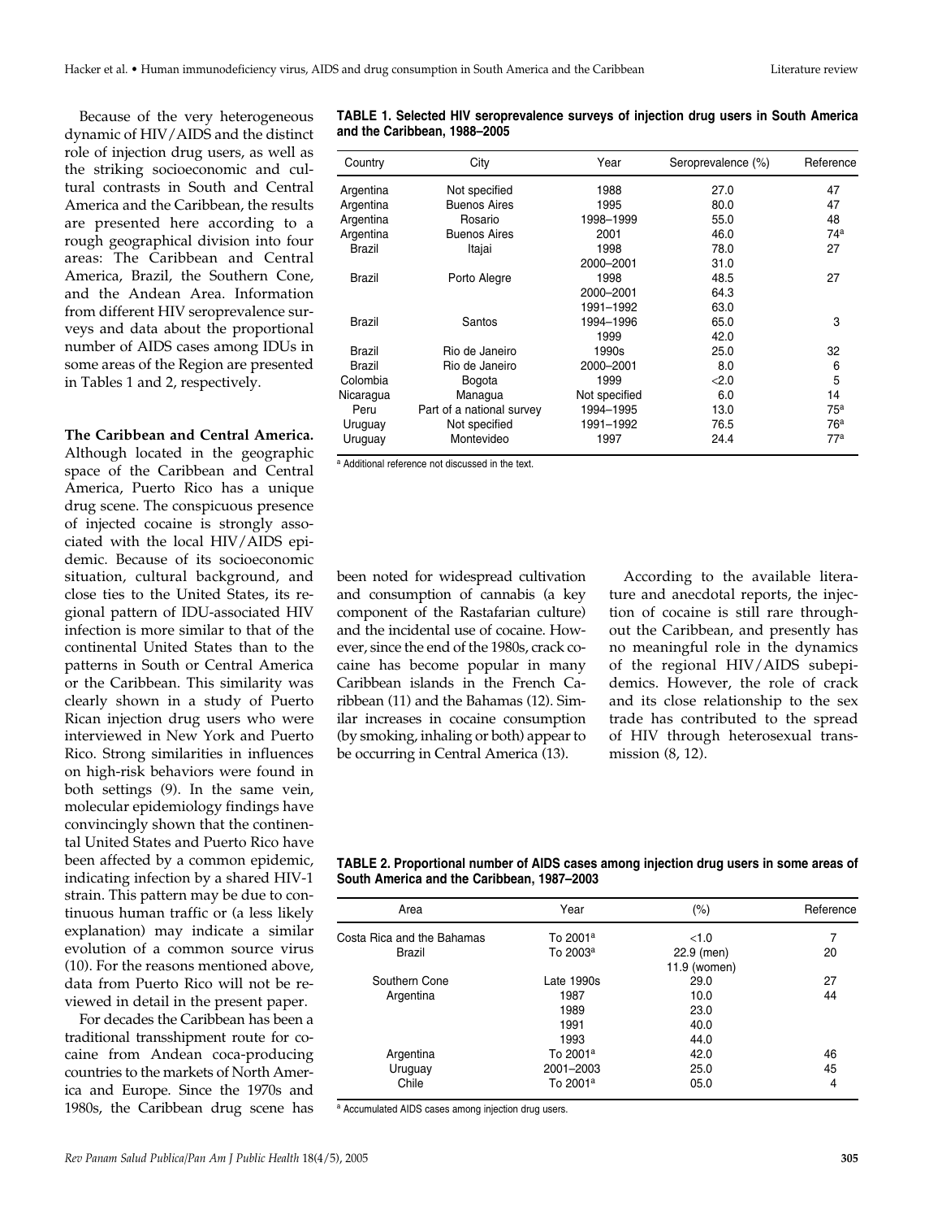Because of the very heterogeneous dynamic of HIV/AIDS and the distinct role of injection drug users, as well as the striking socioeconomic and cultural contrasts in South and Central America and the Caribbean, the results are presented here according to a rough geographical division into four areas: The Caribbean and Central America, Brazil, the Southern Cone, and the Andean Area. Information from different HIV seroprevalence surveys and data about the proportional number of AIDS cases among IDUs in some areas of the Region are presented in Tables 1 and 2, respectively.

**TABLE 1. Selected HIV seroprevalence surveys of injection drug users in South America and the Caribbean, 1988–2005**

| Country | City | Year | Seroprevalence (%) | Reference |
|---|---|---|---|---|
| Argentina | Not specified | 1988 | 27.0 | 47 |
| Argentina | Buenos Aires | 1995 | 80.0 | 47 |
| Argentina | Rosario | 1998–1999 | 55.0 | 48 |
| Argentina | Buenos Aires | 2001 | 46.0 | 74[a] |
| Brazil | Itajai | 1998 | 78.0 | 27 |
| | | 2000–2001 | 31.0 | |
| Brazil | Porto Alegre | 1998 | 48.5 | 27 |
| | | 2000–2001 | 64.3 | |
| | | 1991–1992 | 63.0 | |
| Brazil | Santos | 1994–1996 | 65.0 | 3 |
| | | 1999 | 42.0 | |
| Brazil | Rio de Janeiro | 1990s | 25.0 | 32 |
| Brazil | Rio de Janeiro | 2000–2001 | 8.0 | 6 |
| Colombia | Bogota | 1999 | <2.0 | 5 |
| Nicaragua | Managua | Not specified | 6.0 | 14 |
| Peru | Part of a national survey | 1994–1995 | 13.0 | 75[a] |
| Uruguay | Not specified | 1991–1992 | 76.5 | 76[a] |
| Uruguay | Montevideo | 1997 | 24.4 | 77[a] |

[a] Additional reference not discussed in the text.

**The Caribbean and Central America.** Although located in the geographic space of the Caribbean and Central America, Puerto Rico has a unique drug scene. The conspicuous presence of injected cocaine is strongly associated with the local HIV/AIDS epidemic. Because of its socioeconomic situation, cultural background, and close ties to the United States, its regional pattern of IDU-associated HIV infection is more similar to that of the continental United States than to the patterns in South or Central America or the Caribbean. This similarity was clearly shown in a study of Puerto Rican injection drug users who were interviewed in New York and Puerto Rico. Strong similarities in influences on high-risk behaviors were found in both settings (9). In the same vein, molecular epidemiology findings have convincingly shown that the continental United States and Puerto Rico have been affected by a common epidemic, indicating infection by a shared HIV-1 strain. This pattern may be due to continuous human traffic or (a less likely explanation) may indicate a similar evolution of a common source virus (10). For the reasons mentioned above, data from Puerto Rico will not be reviewed in detail in the present paper.

For decades the Caribbean has been a traditional transshipment route for cocaine from Andean coca-producing countries to the markets of North America and Europe. Since the 1970s and 1980s, the Caribbean drug scene has been noted for widespread cultivation and consumption of cannabis (a key component of the Rastafarian culture) and the incidental use of cocaine. However, since the end of the 1980s, crack cocaine has become popular in many Caribbean islands in the French Caribbean (11) and the Bahamas (12). Similar increases in cocaine consumption (by smoking, inhaling or both) appear to be occurring in Central America (13).

According to the available literature and anecdotal reports, the injection of cocaine is still rare throughout the Caribbean, and presently has no meaningful role in the dynamics of the regional HIV/AIDS subepidemics. However, the role of crack and its close relationship to the sex trade has contributed to the spread of HIV through heterosexual transmission (8, 12).

**TABLE 2. Proportional number of AIDS cases among injection drug users in some areas of South America and the Caribbean, 1987–2003**

| Area | Year | (%) | Reference |
|---|---|---|---|
| Costa Rica and the Bahamas | To 2001[a] | <1.0 | 7 |
| Brazil | To 2003[a] | 22.9 (men) | 20 |
| | | 11.9 (women) | |
| Southern Cone | Late 1990s | 29.0 | 27 |
| Argentina | 1987 | 10.0 | 44 |
| | 1989 | 23.0 | |
| | 1991 | 40.0 | |
| | 1993 | 44.0 | |
| Argentina | To 2001[a] | 42.0 | 46 |
| Uruguay | 2001–2003 | 25.0 | 45 |
| Chile | To 2001[a] | 05.0 | 4 |

[a] Accumulated AIDS cases among injection drug users.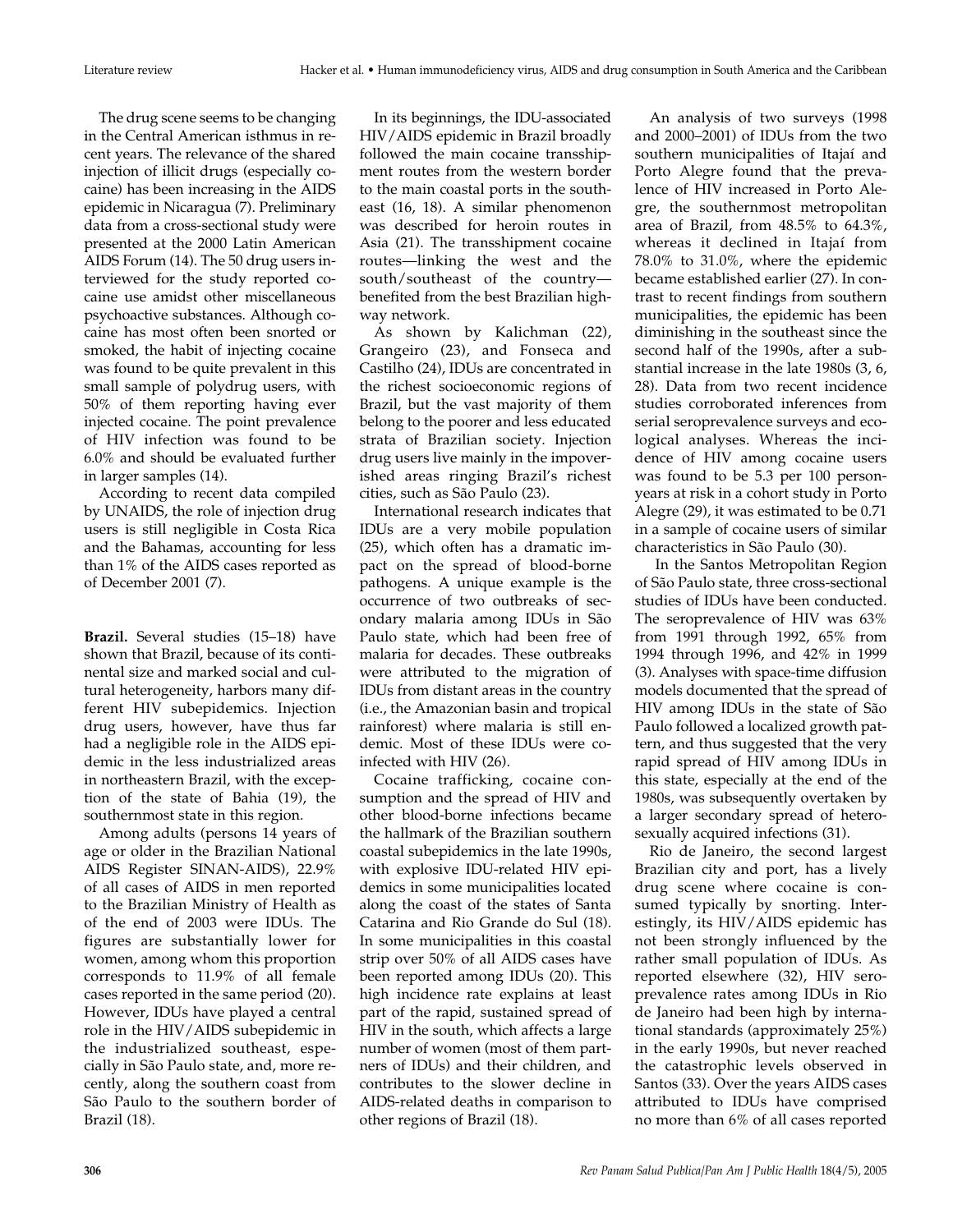The drug scene seems to be changing in the Central American isthmus in recent years. The relevance of the shared injection of illicit drugs (especially cocaine) has been increasing in the AIDS epidemic in Nicaragua (7). Preliminary data from a cross-sectional study were presented at the 2000 Latin American AIDS Forum (14). The 50 drug users interviewed for the study reported cocaine use amidst other miscellaneous psychoactive substances. Although cocaine has most often been snorted or smoked, the habit of injecting cocaine was found to be quite prevalent in this small sample of polydrug users, with 50% of them reporting having ever injected cocaine. The point prevalence of HIV infection was found to be 6.0% and should be evaluated further in larger samples (14).

According to recent data compiled by UNAIDS, the role of injection drug users is still negligible in Costa Rica and the Bahamas, accounting for less than 1% of the AIDS cases reported as of December 2001 (7).

**Brazil.** Several studies (15–18) have shown that Brazil, because of its continental size and marked social and cultural heterogeneity, harbors many different HIV subepidemics. Injection drug users, however, have thus far had a negligible role in the AIDS epidemic in the less industrialized areas in northeastern Brazil, with the exception of the state of Bahia (19), the southernmost state in this region.

Among adults (persons 14 years of age or older in the Brazilian National AIDS Register SINAN-AIDS), 22.9% of all cases of AIDS in men reported to the Brazilian Ministry of Health as of the end of 2003 were IDUs. The figures are substantially lower for women, among whom this proportion corresponds to 11.9% of all female cases reported in the same period (20). However, IDUs have played a central role in the HIV/AIDS subepidemic in the industrialized southeast, especially in São Paulo state, and, more recently, along the southern coast from São Paulo to the southern border of Brazil (18).

In its beginnings, the IDU-associated HIV/AIDS epidemic in Brazil broadly followed the main cocaine transshipment routes from the western border to the main coastal ports in the southeast (16, 18). A similar phenomenon was described for heroin routes in Asia (21). The transshipment cocaine routes—linking the west and the south/southeast of the country—benefited from the best Brazilian highway network.

As shown by Kalichman (22), Grangeiro (23), and Fonseca and Castilho (24), IDUs are concentrated in the richest socioeconomic regions of Brazil, but the vast majority of them belong to the poorer and less educated strata of Brazilian society. Injection drug users live mainly in the impoverished areas ringing Brazil's richest cities, such as São Paulo (23).

International research indicates that IDUs are a very mobile population (25), which often has a dramatic impact on the spread of blood-borne pathogens. A unique example is the occurrence of two outbreaks of secondary malaria among IDUs in São Paulo state, which had been free of malaria for decades. These outbreaks were attributed to the migration of IDUs from distant areas in the country (i.e., the Amazonian basin and tropical rainforest) where malaria is still endemic. Most of these IDUs were coinfected with HIV (26).

Cocaine trafficking, cocaine consumption and the spread of HIV and other blood-borne infections became the hallmark of the Brazilian southern coastal subepidemics in the late 1990s, with explosive IDU-related HIV epidemics in some municipalities located along the coast of the states of Santa Catarina and Rio Grande do Sul (18). In some municipalities in this coastal strip over 50% of all AIDS cases have been reported among IDUs (20). This high incidence rate explains at least part of the rapid, sustained spread of HIV in the south, which affects a large number of women (most of them partners of IDUs) and their children, and contributes to the slower decline in AIDS-related deaths in comparison to other regions of Brazil (18).

An analysis of two surveys (1998 and 2000–2001) of IDUs from the two southern municipalities of Itajaí and Porto Alegre found that the prevalence of HIV increased in Porto Alegre, the southernmost metropolitan area of Brazil, from 48.5% to 64.3%, whereas it declined in Itajaí from 78.0% to 31.0%, where the epidemic became established earlier (27). In contrast to recent findings from southern municipalities, the epidemic has been diminishing in the southeast since the second half of the 1990s, after a substantial increase in the late 1980s (3, 6, 28). Data from two recent incidence studies corroborated inferences from serial seroprevalence surveys and ecological analyses. Whereas the incidence of HIV among cocaine users was found to be 5.3 per 100 person-years at risk in a cohort study in Porto Alegre (29), it was estimated to be 0.71 in a sample of cocaine users of similar characteristics in São Paulo (30).

In the Santos Metropolitan Region of São Paulo state, three cross-sectional studies of IDUs have been conducted. The seroprevalence of HIV was 63% from 1991 through 1992, 65% from 1994 through 1996, and 42% in 1999 (3). Analyses with space-time diffusion models documented that the spread of HIV among IDUs in the state of São Paulo followed a localized growth pattern, and thus suggested that the very rapid spread of HIV among IDUs in this state, especially at the end of the 1980s, was subsequently overtaken by a larger secondary spread of heterosexually acquired infections (31).

Rio de Janeiro, the second largest Brazilian city and port, has a lively drug scene where cocaine is consumed typically by snorting. Interestingly, its HIV/AIDS epidemic has not been strongly influenced by the rather small population of IDUs. As reported elsewhere (32), HIV seroprevalence rates among IDUs in Rio de Janeiro had been high by international standards (approximately 25%) in the early 1990s, but never reached the catastrophic levels observed in Santos (33). Over the years AIDS cases attributed to IDUs have comprised no more than 6% of all cases reported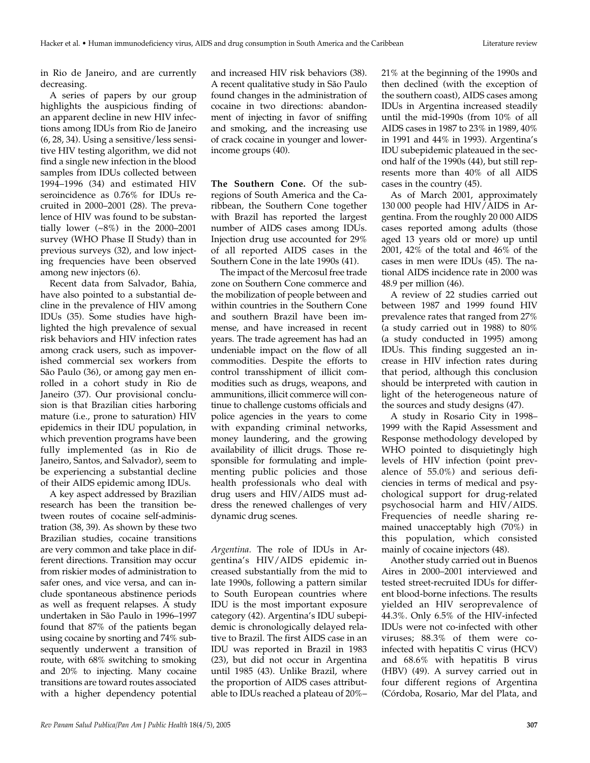in Rio de Janeiro, and are currently decreasing.

A series of papers by our group highlights the auspicious finding of an apparent decline in new HIV infections among IDUs from Rio de Janeiro (6, 28, 34). Using a sensitive/less sensitive HIV testing algorithm, we did not find a single new infection in the blood samples from IDUs collected between 1994–1996 (34) and estimated HIV seroincidence as 0.76% for IDUs recruited in 2000–2001 (28). The prevalence of HIV was found to be substantially lower (~8%) in the 2000–2001 survey (WHO Phase II Study) than in previous surveys (32), and low injecting frequencies have been observed among new injectors (6).

Recent data from Salvador, Bahia, have also pointed to a substantial decline in the prevalence of HIV among IDUs (35). Some studies have highlighted the high prevalence of sexual risk behaviors and HIV infection rates among crack users, such as impoverished commercial sex workers from São Paulo (36), or among gay men enrolled in a cohort study in Rio de Janeiro (37). Our provisional conclusion is that Brazilian cities harboring mature (i.e., prone to saturation) HIV epidemics in their IDU population, in which prevention programs have been fully implemented (as in Rio de Janeiro, Santos, and Salvador), seem to be experiencing a substantial decline of their AIDS epidemic among IDUs.

A key aspect addressed by Brazilian research has been the transition between routes of cocaine self-administration (38, 39). As shown by these two Brazilian studies, cocaine transitions are very common and take place in different directions. Transition may occur from riskier modes of administration to safer ones, and vice versa, and can include spontaneous abstinence periods as well as frequent relapses. A study undertaken in São Paulo in 1996–1997 found that 87% of the patients began using cocaine by snorting and 74% subsequently underwent a transition of route, with 68% switching to smoking and 20% to injecting. Many cocaine transitions are toward routes associated with a higher dependency potential and increased HIV risk behaviors (38). A recent qualitative study in São Paulo found changes in the administration of cocaine in two directions: abandonment of injecting in favor of sniffing and smoking, and the increasing use of crack cocaine in younger and lower-income groups (40).

**The Southern Cone.** Of the subregions of South America and the Caribbean, the Southern Cone together with Brazil has reported the largest number of AIDS cases among IDUs. Injection drug use accounted for 29% of all reported AIDS cases in the Southern Cone in the late 1990s (41).

The impact of the Mercosul free trade zone on Southern Cone commerce and the mobilization of people between and within countries in the Southern Cone and southern Brazil have been immense, and have increased in recent years. The trade agreement has had an undeniable impact on the flow of all commodities. Despite the efforts to control transshipment of illicit commodities such as drugs, weapons, and ammunitions, illicit commerce will continue to challenge customs officials and police agencies in the years to come with expanding criminal networks, money laundering, and the growing availability of illicit drugs. Those responsible for formulating and implementing public policies and those health professionals who deal with drug users and HIV/AIDS must address the renewed challenges of very dynamic drug scenes.

*Argentina.* The role of IDUs in Argentina's HIV/AIDS epidemic increased substantially from the mid to late 1990s, following a pattern similar to South European countries where IDU is the most important exposure category (42). Argentina's IDU subepidemic is chronologically delayed relative to Brazil. The first AIDS case in an IDU was reported in Brazil in 1983 (23), but did not occur in Argentina until 1985 (43). Unlike Brazil, where the proportion of AIDS cases attributable to IDUs reached a plateau of 20%–21% at the beginning of the 1990s and then declined (with the exception of the southern coast), AIDS cases among IDUs in Argentina increased steadily until the mid-1990s (from 10% of all AIDS cases in 1987 to 23% in 1989, 40% in 1991 and 44% in 1993). Argentina's IDU subepidemic plateaued in the second half of the 1990s (44), but still represents more than 40% of all AIDS cases in the country (45).

As of March 2001, approximately 130 000 people had HIV/AIDS in Argentina. From the roughly 20 000 AIDS cases reported among adults (those aged 13 years old or more) up until 2001, 42% of the total and 46% of the cases in men were IDUs (45). The national AIDS incidence rate in 2000 was 48.9 per million (46).

A review of 22 studies carried out between 1987 and 1999 found HIV prevalence rates that ranged from 27% (a study carried out in 1988) to 80% (a study conducted in 1995) among IDUs. This finding suggested an increase in HIV infection rates during that period, although this conclusion should be interpreted with caution in light of the heterogeneous nature of the sources and study designs (47).

A study in Rosario City in 1998–1999 with the Rapid Assessment and Response methodology developed by WHO pointed to disquietingly high levels of HIV infection (point prevalence of 55.0%) and serious deficiencies in terms of medical and psychological support for drug-related psychosocial harm and HIV/AIDS. Frequencies of needle sharing remained unacceptably high (70%) in this population, which consisted mainly of cocaine injectors (48).

Another study carried out in Buenos Aires in 2000–2001 interviewed and tested street-recruited IDUs for different blood-borne infections. The results yielded an HIV seroprevalence of 44.3%. Only 6.5% of the HIV-infected IDUs were not co-infected with other viruses; 88.3% of them were co-infected with hepatitis C virus (HCV) and 68.6% with hepatitis B virus (HBV) (49). A survey carried out in four different regions of Argentina (Córdoba, Rosario, Mar del Plata, and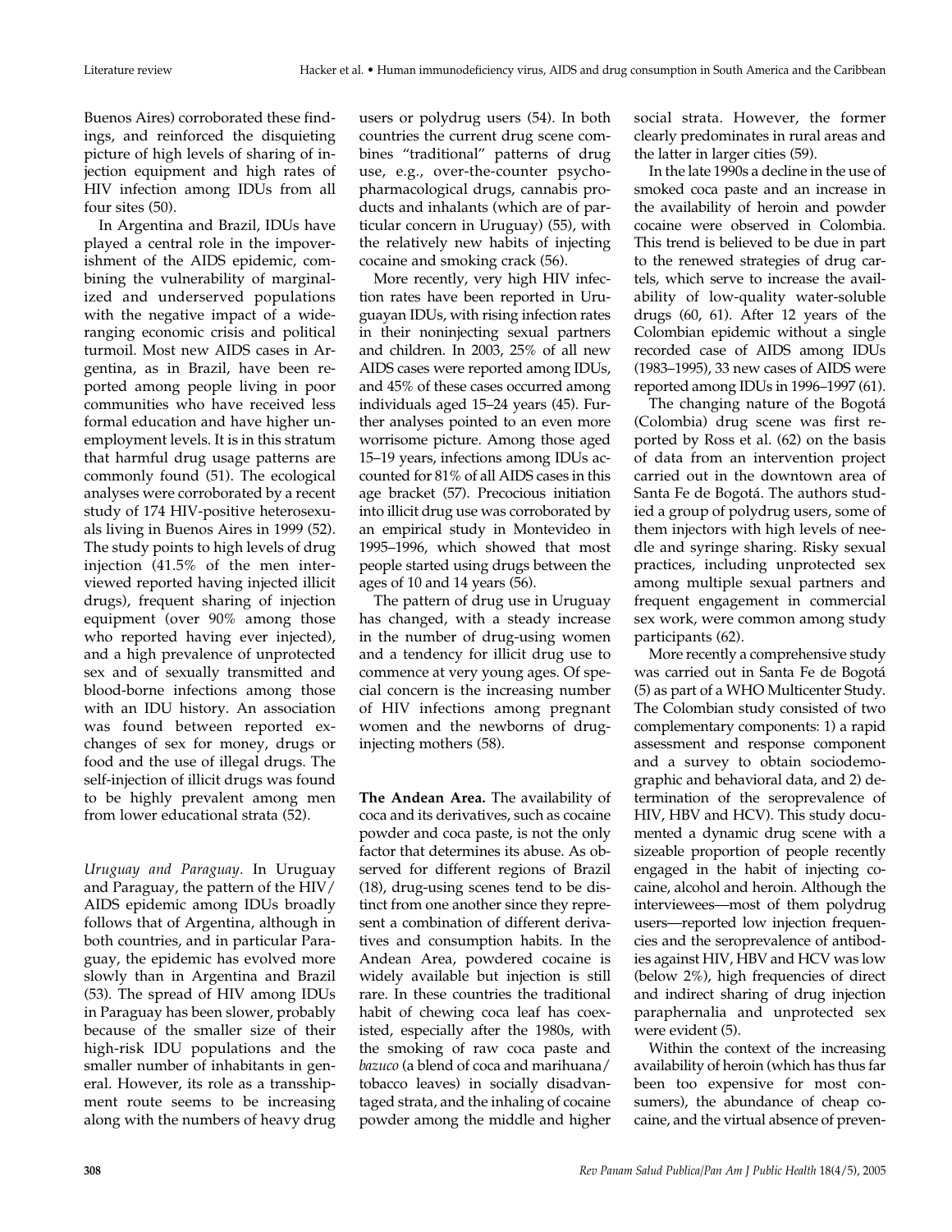Buenos Aires) corroborated these findings, and reinforced the disquieting picture of high levels of sharing of injection equipment and high rates of HIV infection among IDUs from all four sites (50).

In Argentina and Brazil, IDUs have played a central role in the impoverishment of the AIDS epidemic, combining the vulnerability of marginalized and underserved populations with the negative impact of a wide-ranging economic crisis and political turmoil. Most new AIDS cases in Argentina, as in Brazil, have been reported among people living in poor communities who have received less formal education and have higher unemployment levels. It is in this stratum that harmful drug usage patterns are commonly found (51). The ecological analyses were corroborated by a recent study of 174 HIV-positive heterosexuals living in Buenos Aires in 1999 (52). The study points to high levels of drug injection (41.5% of the men interviewed reported having injected illicit drugs), frequent sharing of injection equipment (over 90% among those who reported having ever injected), and a high prevalence of unprotected sex and of sexually transmitted and blood-borne infections among those with an IDU history. An association was found between reported exchanges of sex for money, drugs or food and the use of illegal drugs. The self-injection of illicit drugs was found to be highly prevalent among men from lower educational strata (52).

*Uruguay and Paraguay.* In Uruguay and Paraguay, the pattern of the HIV/AIDS epidemic among IDUs broadly follows that of Argentina, although in both countries, and in particular Paraguay, the epidemic has evolved more slowly than in Argentina and Brazil (53). The spread of HIV among IDUs in Paraguay has been slower, probably because of the smaller size of their high-risk IDU populations and the smaller number of inhabitants in general. However, its role as a transshipment route seems to be increasing along with the numbers of heavy drug users or polydrug users (54). In both countries the current drug scene combines "traditional" patterns of drug use, e.g., over-the-counter psychopharmacological drugs, cannabis products and inhalants (which are of particular concern in Uruguay) (55), with the relatively new habits of injecting cocaine and smoking crack (56).

More recently, very high HIV infection rates have been reported in Uruguayan IDUs, with rising infection rates in their noninjecting sexual partners and children. In 2003, 25% of all new AIDS cases were reported among IDUs, and 45% of these cases occurred among individuals aged 15–24 years (45). Further analyses pointed to an even more worrisome picture. Among those aged 15–19 years, infections among IDUs accounted for 81% of all AIDS cases in this age bracket (57). Precocious initiation into illicit drug use was corroborated by an empirical study in Montevideo in 1995–1996, which showed that most people started using drugs between the ages of 10 and 14 years (56).

The pattern of drug use in Uruguay has changed, with a steady increase in the number of drug-using women and a tendency for illicit drug use to commence at very young ages. Of special concern is the increasing number of HIV infections among pregnant women and the newborns of drug-injecting mothers (58).

**The Andean Area.** The availability of coca and its derivatives, such as cocaine powder and coca paste, is not the only factor that determines its abuse. As observed for different regions of Brazil (18), drug-using scenes tend to be distinct from one another since they represent a combination of different derivatives and consumption habits. In the Andean Area, powdered cocaine is widely available but injection is still rare. In these countries the traditional habit of chewing coca leaf has coexisted, especially after the 1980s, with the smoking of raw coca paste and *bazuco* (a blend of coca and marihuana/tobacco leaves) in socially disadvantaged strata, and the inhaling of cocaine powder among the middle and higher social strata. However, the former clearly predominates in rural areas and the latter in larger cities (59).

In the late 1990s a decline in the use of smoked coca paste and an increase in the availability of heroin and powder cocaine were observed in Colombia. This trend is believed to be due in part to the renewed strategies of drug cartels, which serve to increase the availability of low-quality water-soluble drugs (60, 61). After 12 years of the Colombian epidemic without a single recorded case of AIDS among IDUs (1983–1995), 33 new cases of AIDS were reported among IDUs in 1996–1997 (61).

The changing nature of the Bogotá (Colombia) drug scene was first reported by Ross et al. (62) on the basis of data from an intervention project carried out in the downtown area of Santa Fe de Bogotá. The authors studied a group of polydrug users, some of them injectors with high levels of needle and syringe sharing. Risky sexual practices, including unprotected sex among multiple sexual partners and frequent engagement in commercial sex work, were common among study participants (62).

More recently a comprehensive study was carried out in Santa Fe de Bogotá (5) as part of a WHO Multicenter Study. The Colombian study consisted of two complementary components: 1) a rapid assessment and response component and a survey to obtain sociodemographic and behavioral data, and 2) determination of the seroprevalence of HIV, HBV and HCV). This study documented a dynamic drug scene with a sizeable proportion of people recently engaged in the habit of injecting cocaine, alcohol and heroin. Although the interviewees—most of them polydrug users—reported low injection frequencies and the seroprevalence of antibodies against HIV, HBV and HCV was low (below 2%), high frequencies of direct and indirect sharing of drug injection paraphernalia and unprotected sex were evident (5).

Within the context of the increasing availability of heroin (which has thus far been too expensive for most consumers), the abundance of cheap cocaine, and the virtual absence of preven-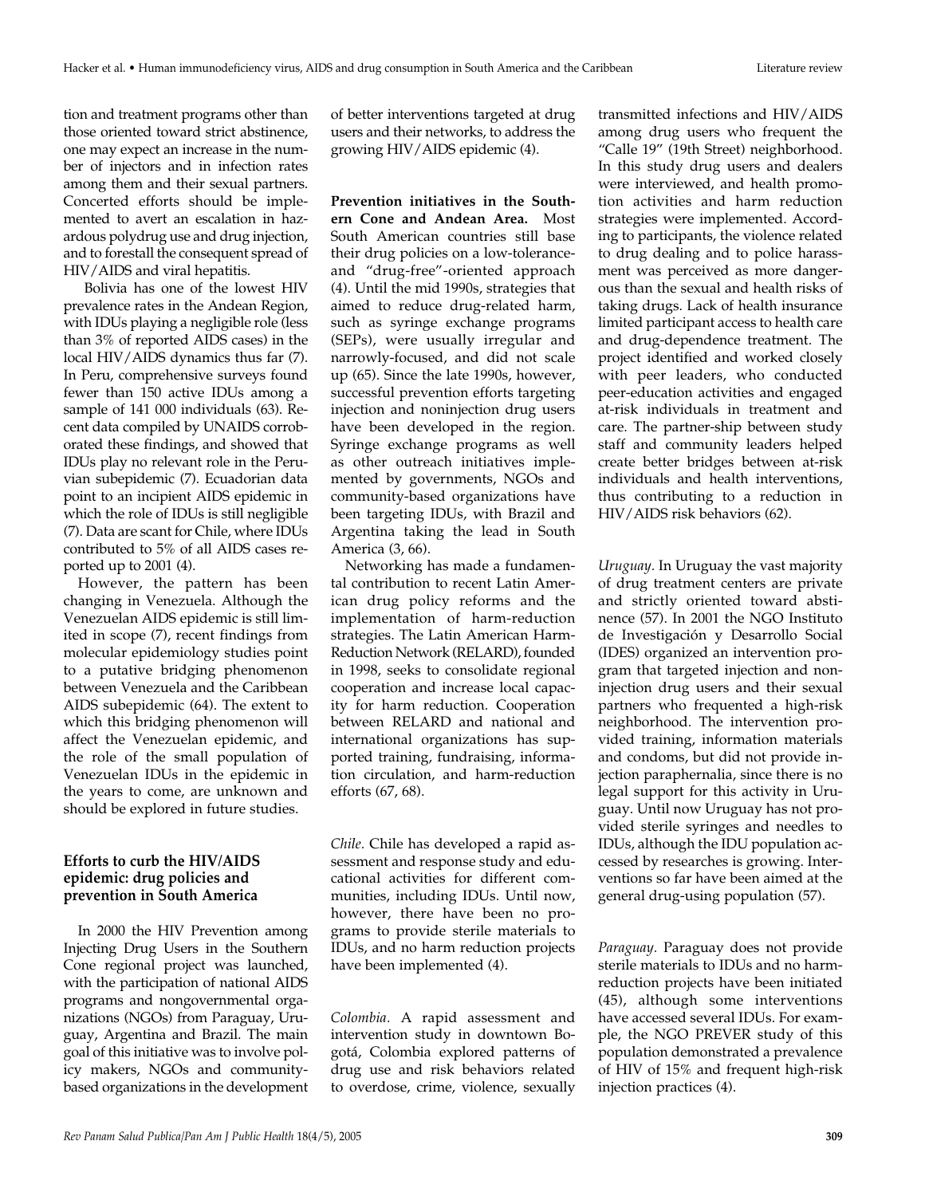tion and treatment programs other than those oriented toward strict abstinence, one may expect an increase in the number of injectors and in infection rates among them and their sexual partners. Concerted efforts should be implemented to avert an escalation in hazardous polydrug use and drug injection, and to forestall the consequent spread of HIV/AIDS and viral hepatitis.

Bolivia has one of the lowest HIV prevalence rates in the Andean Region, with IDUs playing a negligible role (less than 3% of reported AIDS cases) in the local HIV/AIDS dynamics thus far (7). In Peru, comprehensive surveys found fewer than 150 active IDUs among a sample of 141 000 individuals (63). Recent data compiled by UNAIDS corroborated these findings, and showed that IDUs play no relevant role in the Peruvian subepidemic (7). Ecuadorian data point to an incipient AIDS epidemic in which the role of IDUs is still negligible (7). Data are scant for Chile, where IDUs contributed to 5% of all AIDS cases reported up to 2001 (4).

However, the pattern has been changing in Venezuela. Although the Venezuelan AIDS epidemic is still limited in scope (7), recent findings from molecular epidemiology studies point to a putative bridging phenomenon between Venezuela and the Caribbean AIDS subepidemic (64). The extent to which this bridging phenomenon will affect the Venezuelan epidemic, and the role of the small population of Venezuelan IDUs in the epidemic in the years to come, are unknown and should be explored in future studies.

## Efforts to curb the HIV/AIDS epidemic: drug policies and prevention in South America

In 2000 the HIV Prevention among Injecting Drug Users in the Southern Cone regional project was launched, with the participation of national AIDS programs and nongovernmental organizations (NGOs) from Paraguay, Uruguay, Argentina and Brazil. The main goal of this initiative was to involve policy makers, NGOs and community-based organizations in the development of better interventions targeted at drug users and their networks, to address the growing HIV/AIDS epidemic (4).

**Prevention initiatives in the Southern Cone and Andean Area.** Most South American countries still base their drug policies on a low-tolerance- and "drug-free"-oriented approach (4). Until the mid 1990s, strategies that aimed to reduce drug-related harm, such as syringe exchange programs (SEPs), were usually irregular and narrowly-focused, and did not scale up (65). Since the late 1990s, however, successful prevention efforts targeting injection and noninjection drug users have been developed in the region. Syringe exchange programs as well as other outreach initiatives implemented by governments, NGOs and community-based organizations have been targeting IDUs, with Brazil and Argentina taking the lead in South America (3, 66).

Networking has made a fundamental contribution to recent Latin American drug policy reforms and the implementation of harm-reduction strategies. The Latin American Harm-Reduction Network (RELARD), founded in 1998, seeks to consolidate regional cooperation and increase local capacity for harm reduction. Cooperation between RELARD and national and international organizations has supported training, fundraising, information circulation, and harm-reduction efforts (67, 68).

*Chile.* Chile has developed a rapid assessment and response study and educational activities for different communities, including IDUs. Until now, however, there have been no programs to provide sterile materials to IDUs, and no harm reduction projects have been implemented (4).

*Colombia.* A rapid assessment and intervention study in downtown Bogotá, Colombia explored patterns of drug use and risk behaviors related to overdose, crime, violence, sexually transmitted infections and HIV/AIDS among drug users who frequent the "Calle 19" (19th Street) neighborhood. In this study drug users and dealers were interviewed, and health promotion activities and harm reduction strategies were implemented. According to participants, the violence related to drug dealing and to police harassment was perceived as more dangerous than the sexual and health risks of taking drugs. Lack of health insurance limited participant access to health care and drug-dependence treatment. The project identified and worked closely with peer leaders, who conducted peer-education activities and engaged at-risk individuals in treatment and care. The partner-ship between study staff and community leaders helped create better bridges between at-risk individuals and health interventions, thus contributing to a reduction in HIV/AIDS risk behaviors (62).

*Uruguay.* In Uruguay the vast majority of drug treatment centers are private and strictly oriented toward abstinence (57). In 2001 the NGO Instituto de Investigación y Desarrollo Social (IDES) organized an intervention program that targeted injection and noninjection drug users and their sexual partners who frequented a high-risk neighborhood. The intervention provided training, information materials and condoms, but did not provide injection paraphernalia, since there is no legal support for this activity in Uruguay. Until now Uruguay has not provided sterile syringes and needles to IDUs, although the IDU population accessed by researches is growing. Interventions so far have been aimed at the general drug-using population (57).

*Paraguay.* Paraguay does not provide sterile materials to IDUs and no harm-reduction projects have been initiated (45), although some interventions have accessed several IDUs. For example, the NGO PREVER study of this population demonstrated a prevalence of HIV of 15% and frequent high-risk injection practices (4).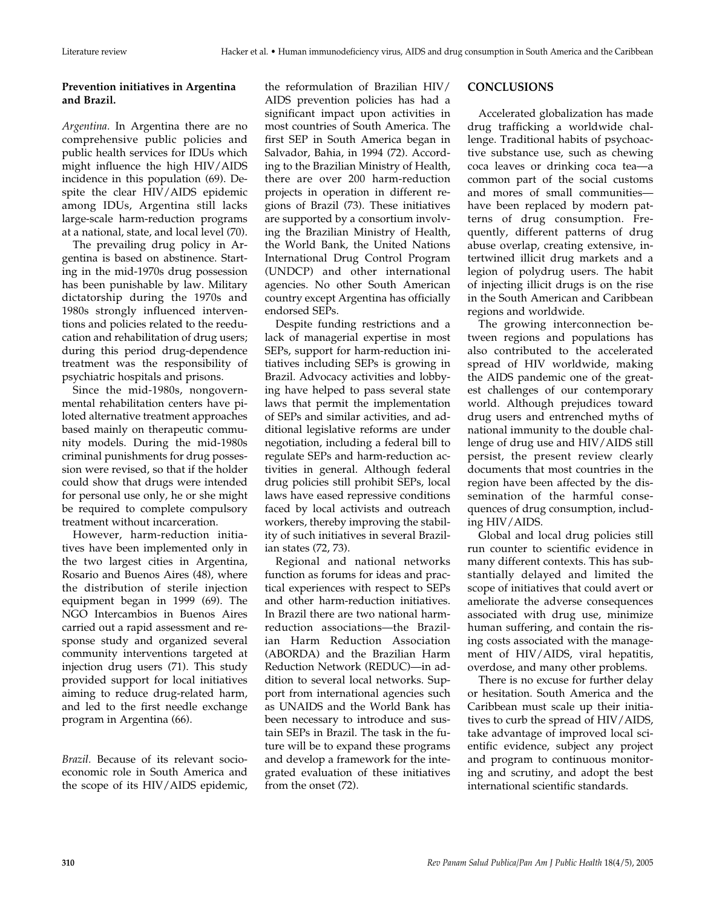**Prevention initiatives in Argentina and Brazil.**

*Argentina.* In Argentina there are no comprehensive public policies and public health services for IDUs which might influence the high HIV/AIDS incidence in this population (69). Despite the clear HIV/AIDS epidemic among IDUs, Argentina still lacks large-scale harm-reduction programs at a national, state, and local level (70).

The prevailing drug policy in Argentina is based on abstinence. Starting in the mid-1970s drug possession has been punishable by law. Military dictatorship during the 1970s and 1980s strongly influenced interventions and policies related to the reeducation and rehabilitation of drug users; during this period drug-dependence treatment was the responsibility of psychiatric hospitals and prisons.

Since the mid-1980s, nongovernmental rehabilitation centers have piloted alternative treatment approaches based mainly on therapeutic community models. During the mid-1980s criminal punishments for drug possession were revised, so that if the holder could show that drugs were intended for personal use only, he or she might be required to complete compulsory treatment without incarceration.

However, harm-reduction initiatives have been implemented only in the two largest cities in Argentina, Rosario and Buenos Aires (48), where the distribution of sterile injection equipment began in 1999 (69). The NGO Intercambios in Buenos Aires carried out a rapid assessment and response study and organized several community interventions targeted at injection drug users (71). This study provided support for local initiatives aiming to reduce drug-related harm, and led to the first needle exchange program in Argentina (66).

*Brazil.* Because of its relevant socioeconomic role in South America and the scope of its HIV/AIDS epidemic, the reformulation of Brazilian HIV/AIDS prevention policies has had a significant impact upon activities in most countries of South America. The first SEP in South America began in Salvador, Bahia, in 1994 (72). According to the Brazilian Ministry of Health, there are over 200 harm-reduction projects in operation in different regions of Brazil (73). These initiatives are supported by a consortium involving the Brazilian Ministry of Health, the World Bank, the United Nations International Drug Control Program (UNDCP) and other international agencies. No other South American country except Argentina has officially endorsed SEPs.

Despite funding restrictions and a lack of managerial expertise in most SEPs, support for harm-reduction initiatives including SEPs is growing in Brazil. Advocacy activities and lobbying have helped to pass several state laws that permit the implementation of SEPs and similar activities, and additional legislative reforms are under negotiation, including a federal bill to regulate SEPs and harm-reduction activities in general. Although federal drug policies still prohibit SEPs, local laws have eased repressive conditions faced by local activists and outreach workers, thereby improving the stability of such initiatives in several Brazilian states (72, 73).

Regional and national networks function as forums for ideas and practical experiences with respect to SEPs and other harm-reduction initiatives. In Brazil there are two national harm-reduction associations—the Brazilian Harm Reduction Association (ABORDA) and the Brazilian Harm Reduction Network (REDUC)—in addition to several local networks. Support from international agencies such as UNAIDS and the World Bank has been necessary to introduce and sustain SEPs in Brazil. The task in the future will be to expand these programs and develop a framework for the integrated evaluation of these initiatives from the onset (72).

## CONCLUSIONS

Accelerated globalization has made drug trafficking a worldwide challenge. Traditional habits of psychoactive substance use, such as chewing coca leaves or drinking coca tea—a common part of the social customs and mores of small communities—have been replaced by modern patterns of drug consumption. Frequently, different patterns of drug abuse overlap, creating extensive, intertwined illicit drug markets and a legion of polydrug users. The habit of injecting illicit drugs is on the rise in the South American and Caribbean regions and worldwide.

The growing interconnection between regions and populations has also contributed to the accelerated spread of HIV worldwide, making the AIDS pandemic one of the greatest challenges of our contemporary world. Although prejudices toward drug users and entrenched myths of national immunity to the double challenge of drug use and HIV/AIDS still persist, the present review clearly documents that most countries in the region have been affected by the dissemination of the harmful consequences of drug consumption, including HIV/AIDS.

Global and local drug policies still run counter to scientific evidence in many different contexts. This has substantially delayed and limited the scope of initiatives that could avert or ameliorate the adverse consequences associated with drug use, minimize human suffering, and contain the rising costs associated with the management of HIV/AIDS, viral hepatitis, overdose, and many other problems.

There is no excuse for further delay or hesitation. South America and the Caribbean must scale up their initiatives to curb the spread of HIV/AIDS, take advantage of improved local scientific evidence, subject any project and program to continuous monitoring and scrutiny, and adopt the best international scientific standards.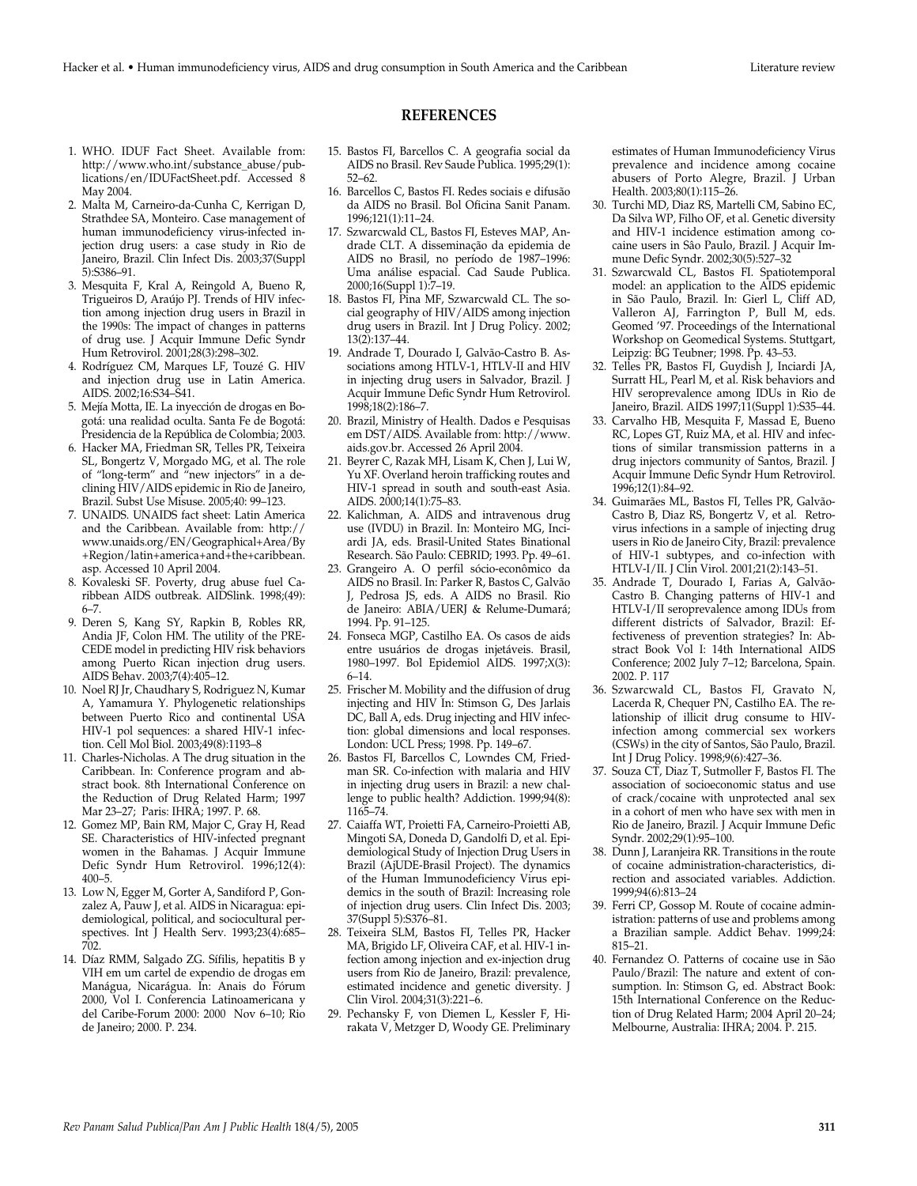## REFERENCES

1. WHO. IDUF Fact Sheet. Available from: http://www.who.int/substance_abuse/publications/en/IDUFactSheet.pdf. Accessed 8 May 2004.
2. Malta M, Carneiro-da-Cunha C, Kerrigan D, Strathdee SA, Monteiro. Case management of human immunodeficiency virus-infected injection drug users: a case study in Rio de Janeiro, Brazil. Clin Infect Dis. 2003;37(Suppl 5):S386–91.
3. Mesquita F, Kral A, Reingold A, Bueno R, Trigueiros D, Araújo PJ. Trends of HIV infection among injection drug users in Brazil in the 1990s: The impact of changes in patterns of drug use. J Acquir Immune Defic Syndr Hum Retrovirol. 2001;28(3):298–302.
4. Rodríguez CM, Marques LF, Touzé G. HIV and injection drug use in Latin America. AIDS. 2002;16:S34–S41.
5. Mejía Motta, IE. La inyección de drogas en Bogotá: una realidad oculta. Santa Fe de Bogotá: Presidencia de la República de Colombia; 2003.
6. Hacker MA, Friedman SR, Telles PR, Teixeira SL, Bongertz V, Morgado MG, et al. The role of "long-term" and "new injectors" in a declining HIV/AIDS epidemic in Rio de Janeiro, Brazil. Subst Use Misuse. 2005;40: 99–123.
7. UNAIDS. UNAIDS fact sheet: Latin America and the Caribbean. Available from: http://www.unaids.org/EN/Geographical+Area/By+Region/latin+america+and+the+caribbean.asp. Accessed 10 April 2004.
8. Kovaleski SF. Poverty, drug abuse fuel Caribbean AIDS outbreak. AIDSlink. 1998;(49): 6–7.
9. Deren S, Kang SY, Rapkin B, Robles RR, Andia JF, Colon HM. The utility of the PRECEDE model in predicting HIV risk behaviors among Puerto Rican injection drug users. AIDS Behav. 2003;7(4):405–12.
10. Noel RJ Jr, Chaudhary S, Rodriguez N, Kumar A, Yamamura Y. Phylogenetic relationships between Puerto Rico and continental USA HIV-1 pol sequences: a shared HIV-1 infection. Cell Mol Biol. 2003;49(8):1193–8
11. Charles-Nicholas. A The drug situation in the Caribbean. In: Conference program and abstract book. 8th International Conference on the Reduction of Drug Related Harm; 1997 Mar 23–27; Paris: IHRA; 1997. P. 68.
12. Gomez MP, Bain RM, Major C, Gray H, Read SE. Characteristics of HIV-infected pregnant women in the Bahamas. J Acquir Immune Defic Syndr Hum Retrovirol. 1996;12(4): 400–5.
13. Low N, Egger M, Gorter A, Sandiford P, Gonzalez A, Pauw J, et al. AIDS in Nicaragua: epidemiological, political, and sociocultural perspectives. Int J Health Serv. 1993;23(4):685–702.
14. Díaz RMM, Salgado ZG. Sífilis, hepatitis B y VIH em um cartel de expendio de drogas em Manágua, Nicarágua. In: Anais do Fórum 2000, Vol I. Conferencia Latinoamericana y del Caribe-Forum 2000: 2000 Nov 6–10; Rio de Janeiro; 2000. P. 234.
15. Bastos FI, Barcellos C. A geografia social da AIDS no Brasil. Rev Saude Publica. 1995;29(1): 52–62.
16. Barcellos C, Bastos FI. Redes sociais e difusão da AIDS no Brasil. Bol Oficina Sanit Panam. 1996;121(1):11–24.
17. Szwarcwald CL, Bastos FI, Esteves MAP, Andrade CLT. A disseminação da epidemia de AIDS no Brasil, no período de 1987–1996: Uma análise espacial. Cad Saude Publica. 2000;16(Suppl 1):7–19.
18. Bastos FI, Pina MF, Szwarcwald CL. The social geography of HIV/AIDS among injection drug users in Brazil. Int J Drug Policy. 2002; 13(2):137–44.
19. Andrade T, Dourado I, Galvão-Castro B. Associations among HTLV-1, HTLV-II and HIV in injecting drug users in Salvador, Brazil. J Acquir Immune Defic Syndr Hum Retrovirol. 1998;18(2):186–7.
20. Brazil, Ministry of Health. Dados e Pesquisas em DST/AIDS. Available from: http://www.aids.gov.br. Accessed 26 April 2004.
21. Beyrer C, Razak MH, Lisam K, Chen J, Lui W, Yu XF. Overland heroin trafficking routes and HIV-1 spread in south and south-east Asia. AIDS. 2000;14(1):75–83.
22. Kalichman, A. AIDS and intravenous drug use (IVDU) in Brazil. In: Monteiro MG, Inciardi JA, eds. Brasil-United States Binational Research. São Paulo: CEBRID; 1993. Pp. 49–61.
23. Grangeiro A. O perfil sócio-econômico da AIDS no Brasil. In: Parker R, Bastos C, Galvão J, Pedrosa JS, eds. A AIDS no Brasil. Rio de Janeiro: ABIA/UERJ & Relume-Dumará; 1994. Pp. 91–125.
24. Fonseca MGP, Castilho EA. Os casos de aids entre usuários de drogas injetáveis. Brasil, 1980–1997. Bol Epidemiol AIDS. 1997;X(3): 6–14.
25. Frischer M. Mobility and the diffusion of drug injecting and HIV In: Stimson G, Des Jarlais DC, Ball A, eds. Drug injecting and HIV infection: global dimensions and local responses. London: UCL Press; 1998. Pp. 149–67.
26. Bastos FI, Barcellos C, Lowndes CM, Friedman SR. Co-infection with malaria and HIV in injecting drug users in Brazil: a new challenge to public health? Addiction. 1999;94(8): 1165–74.
27. Caiaffa WT, Proietti FA, Carneiro-Proietti AB, Mingoti SA, Doneda D, Gandolfi D, et al. Epidemiological Study of Injection Drug Users in Brazil (AjUDE-Brasil Project). The dynamics of the Human Immunodeficiency Virus epidemics in the south of Brazil: Increasing role of injection drug users. Clin Infect Dis. 2003; 37(Suppl 5):S376–81.
28. Teixeira SLM, Bastos FI, Telles PR, Hacker MA, Brigido LF, Oliveira CAF, et al. HIV-1 infection among injection and ex-injection drug users from Rio de Janeiro, Brazil: prevalence, estimated incidence and genetic diversity. J Clin Virol. 2004;31(3):221–6.
29. Pechansky F, von Diemen L, Kessler F, Hirakata V, Metzger D, Woody GE. Preliminary estimates of Human Immunodeficiency Virus prevalence and incidence among cocaine abusers of Porto Alegre, Brazil. J Urban Health. 2003;80(1):115–26.
30. Turchi MD, Diaz RS, Martelli CM, Sabino EC, Da Silva WP, Filho OF, et al. Genetic diversity and HIV-1 incidence estimation among cocaine users in São Paulo, Brazil. J Acquir Immune Defic Syndr. 2002;30(5):527–32
31. Szwarcwald CL, Bastos FI. Spatiotemporal model: an application to the AIDS epidemic in São Paulo, Brazil. In: Gierl L, Cliff AD, Valleron AJ, Farrington P, Bull M, eds. Geomed '97. Proceedings of the International Workshop on Geomedical Systems. Stuttgart, Leipzig: BG Teubner; 1998. Pp. 43–53.
32. Telles PR, Bastos FI, Guydish J, Inciardi JA, Surratt HL, Pearl M, et al. Risk behaviors and HIV seroprevalence among IDUs in Rio de Janeiro, Brazil. AIDS 1997;11(Suppl 1):S35–44.
33. Carvalho HB, Mesquita F, Massad E, Bueno RC, Lopes GT, Ruiz MA, et al. HIV and infections of similar transmission patterns in a drug injectors community of Santos, Brazil. J Acquir Immune Defic Syndr Hum Retrovirol. 1996;12(1):84–92.
34. Guimarães ML, Bastos FI, Telles PR, Galvão-Castro B, Diaz RS, Bongertz V, et al. Retrovirus infections in a sample of injecting drug users in Rio de Janeiro City, Brazil: prevalence of HIV-1 subtypes, and co-infection with HTLV-I/II. J Clin Virol. 2001;21(2):143–51.
35. Andrade T, Dourado I, Farias A, Galvão-Castro B. Changing patterns of HIV-1 and HTLV-I/II seroprevalence among IDUs from different districts of Salvador, Brazil: Effectiveness of prevention strategies? In: Abstract Book Vol I: 14th International AIDS Conference; 2002 July 7–12; Barcelona, Spain. 2002. P. 117
36. Szwarcwald CL, Bastos FI, Gravato N, Lacerda R, Chequer PN, Castilho EA. The relationship of illicit drug consume to HIV-infection among commercial sex workers (CSWs) in the city of Santos, São Paulo, Brazil. Int J Drug Policy. 1998;9(6):427–36.
37. Souza CT, Diaz T, Sutmoller F, Bastos FI. The association of socioeconomic status and use of crack/cocaine with unprotected anal sex in a cohort of men who have sex with men in Rio de Janeiro, Brazil. J Acquir Immune Defic Syndr. 2002;29(1):95–100.
38. Dunn J, Laranjeira RR. Transitions in the route of cocaine administration-characteristics, direction and associated variables. Addiction. 1999;94(6):813–24
39. Ferri CP, Gossop M. Route of cocaine administration: patterns of use and problems among a Brazilian sample. Addict Behav. 1999;24: 815–21.
40. Fernandez O. Patterns of cocaine use in São Paulo/Brazil: The nature and extent of consumption. In: Stimson G, ed. Abstract Book: 15th International Conference on the Reduction of Drug Related Harm; 2004 April 20–24; Melbourne, Australia: IHRA; 2004. P. 215.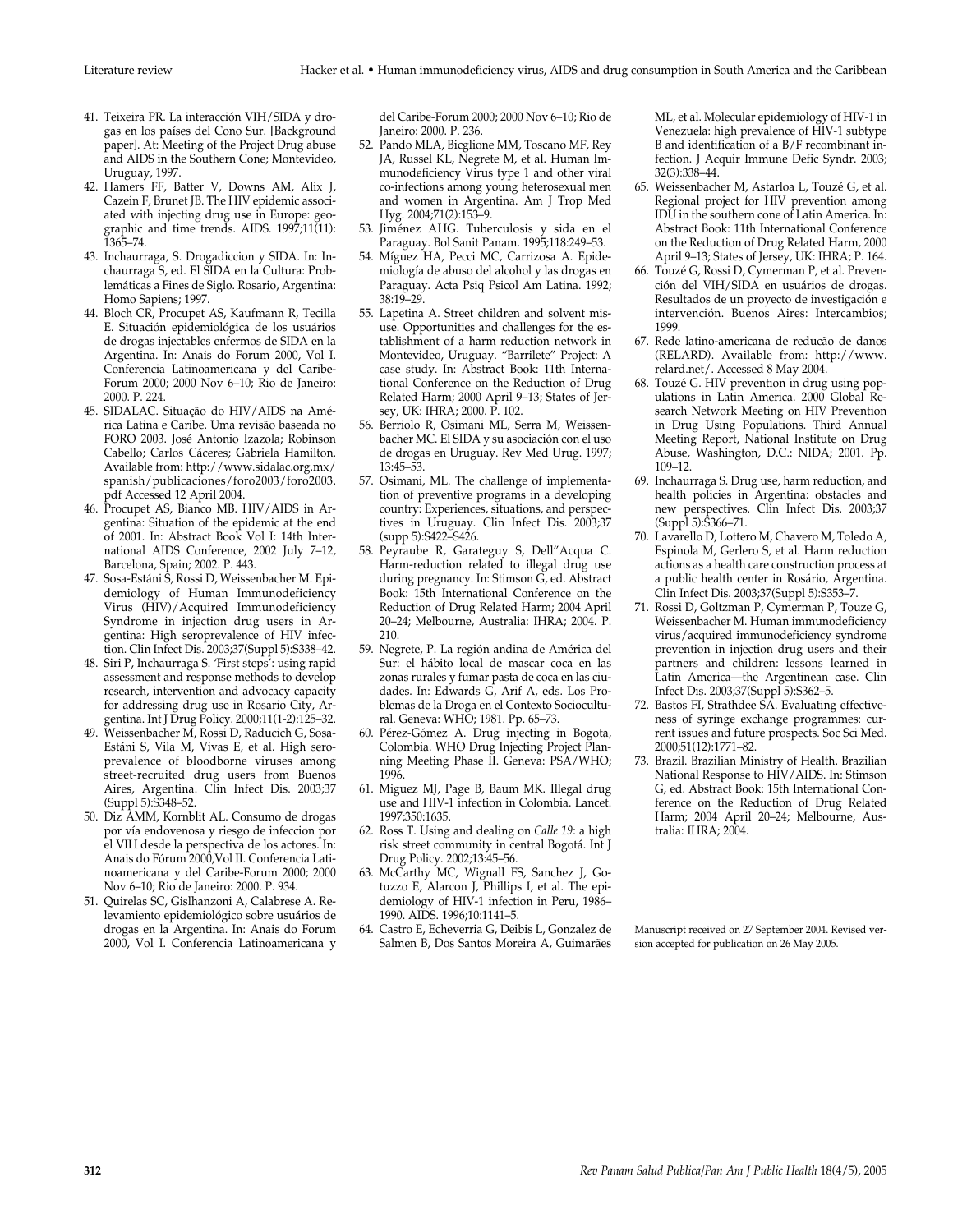41. Teixeira PR. La interacción VIH/SIDA y drogas en los países del Cono Sur. [Background paper]. At: Meeting of the Project Drug abuse and AIDS in the Southern Cone; Montevideo, Uruguay, 1997.
42. Hamers FF, Batter V, Downs AM, Alix J, Cazein F, Brunet JB. The HIV epidemic associated with injecting drug use in Europe: geographic and time trends. AIDS. 1997;11(11): 1365–74.
43. Inchaurraga, S. Drogadiccion y SIDA. In: Inchaurraga S, ed. El SIDA en la Cultura: Problemáticas a Fines de Siglo. Rosario, Argentina: Homo Sapiens; 1997.
44. Bloch CR, Procupet AS, Kaufmann R, Tecilla E. Situación epidemiológica de los usuários de drogas injectables enfermos de SIDA en la Argentina. In: Anais do Forum 2000, Vol I. Conferencia Latinoamericana y del Caribe-Forum 2000; 2000 Nov 6–10; Rio de Janeiro: 2000. P. 224.
45. SIDALAC. Situação do HIV/AIDS na América Latina e Caribe. Uma revisão baseada no FORO 2003. José Antonio Izazola; Robinson Cabello; Carlos Cáceres; Gabriela Hamilton. Available from: http://www.sidalac.org.mx/spanish/publicaciones/foro2003/foro2003.pdf Accessed 12 April 2004.
46. Procupet AS, Bianco MB. HIV/AIDS in Argentina: Situation of the epidemic at the end of 2001. In: Abstract Book Vol I: 14th International AIDS Conference, 2002 July 7–12, Barcelona, Spain; 2002. P. 443.
47. Sosa-Estáni S, Rossi D, Weissenbacher M. Epidemiology of Human Immunodeficiency Virus (HIV)/Acquired Immunodeficiency Syndrome in injection drug users in Argentina: High seroprevalence of HIV infection. Clin Infect Dis. 2003;37(Suppl 5):S338–42.
48. Siri P, Inchaurraga S. 'First steps': using rapid assessment and response methods to develop research, intervention and advocacy capacity for addressing drug use in Rosario City, Argentina. Int J Drug Policy. 2000;11(1-2):125–32.
49. Weissenbacher M, Rossi D, Raducich G, Sosa-Estáni S, Vila M, Vivas E, et al. High seroprevalence of bloodborne viruses among street-recruited drug users from Buenos Aires, Argentina. Clin Infect Dis. 2003;37 (Suppl 5):S348–52.
50. Diz AMM, Kornblit AL. Consumo de drogas por vía endovenosa y riesgo de infeccion por el VIH desde la perspectiva de los actores. In: Anais do Fórum 2000,Vol II. Conferencia Latinoamericana y del Caribe-Forum 2000; 2000 Nov 6–10; Rio de Janeiro: 2000. P. 934.
51. Quirelas SC, Gislhanzoni A, Calabrese A. Relevamiento epidemiológico sobre usuários de drogas en la Argentina. In: Anais do Forum 2000, Vol I. Conferencia Latinoamericana y del Caribe-Forum 2000; 2000 Nov 6–10; Rio de Janeiro: 2000. P. 236.
52. Pando MLA, Bicglione MM, Toscano MF, Rey JA, Russel KL, Negrete M, et al. Human Immunodeficiency Virus type 1 and other viral co-infections among young heterosexual men and women in Argentina. Am J Trop Med Hyg. 2004;71(2):153–9.
53. Jiménez AHG. Tuberculosis y sida en el Paraguay. Bol Sanit Panam. 1995;118:249–53.
54. Míguez HA, Pecci MC, Carrizosa A. Epidemiología de abuso del alcohol y las drogas en Paraguay. Acta Psiq Psicol Am Latina. 1992; 38:19–29.
55. Lapetina A. Street children and solvent misuse. Opportunities and challenges for the establishment of a harm reduction network in Montevideo, Uruguay. "Barrilete" Project: A case study. In: Abstract Book: 11th International Conference on the Reduction of Drug Related Harm; 2000 April 9–13; States of Jersey, UK: IHRA; 2000. P. 102.
56. Berriolo R, Osimani ML, Serra M, Weissenbacher MC. El SIDA y su asociación con el uso de drogas en Uruguay. Rev Med Urug. 1997; 13:45–53.
57. Osimani, ML. The challenge of implementation of preventive programs in a developing country: Experiences, situations, and perspectives in Uruguay. Clin Infect Dis. 2003;37 (supp 5):S422–S426.
58. Peyraube R, Garateguy S, Dell"Acqua C. Harm-reduction related to illegal drug use during pregnancy. In: Stimson G, ed. Abstract Book: 15th International Conference on the Reduction of Drug Related Harm; 2004 April 20–24; Melbourne, Australia: IHRA; 2004. P. 210.
59. Negrete, P. La región andina de América del Sur: el hábito local de mascar coca en las zonas rurales y fumar pasta de coca en las ciudades. In: Edwards G, Arif A, eds. Los Problemas de la Droga en el Contexto Sociocultural. Geneva: WHO; 1981. Pp. 65–73.
60. Pérez-Gómez A. Drug injecting in Bogota, Colombia. WHO Drug Injecting Project Planning Meeting Phase II. Geneva: PSA/WHO; 1996.
61. Miguez MJ, Page B, Baum MK. Illegal drug use and HIV-1 infection in Colombia. Lancet. 1997;350:1635.
62. Ross T. Using and dealing on *Calle 19*: a high risk street community in central Bogotá. Int J Drug Policy. 2002;13:45–56.
63. McCarthy MC, Wignall FS, Sanchez J, Gotuzzo E, Alarcon J, Phillips I, et al. The epidemiology of HIV-1 infection in Peru, 1986–1990. AIDS. 1996;10:1141–5.
64. Castro E, Echeverria G, Deibis L, Gonzalez de Salmen B, Dos Santos Moreira A, Guimarães ML, et al. Molecular epidemiology of HIV-1 in Venezuela: high prevalence of HIV-1 subtype B and identification of a B/F recombinant infection. J Acquir Immune Defic Syndr. 2003; 32(3):338–44.
65. Weissenbacher M, Astarloa L, Touzé G, et al. Regional project for HIV prevention among IDU in the southern cone of Latin America. In: Abstract Book: 11th International Conference on the Reduction of Drug Related Harm, 2000 April 9–13; States of Jersey, UK: IHRA; P. 164.
66. Touzé G, Rossi D, Cymerman P, et al. Prevención del VIH/SIDA en usuários de drogas. Resultados de un proyecto de investigación e intervención. Buenos Aires: Intercambios; 1999.
67. Rede latino-americana de redução de danos (RELARD). Available from: http://www.relard.net/. Accessed 8 May 2004.
68. Touzé G. HIV prevention in drug using populations in Latin America. 2000 Global Research Network Meeting on HIV Prevention in Drug Using Populations. Third Annual Meeting Report, National Institute on Drug Abuse, Washington, D.C.: NIDA; 2001. Pp. 109–12.
69. Inchaurraga S. Drug use, harm reduction, and health policies in Argentina: obstacles and new perspectives. Clin Infect Dis. 2003;37 (Suppl 5):S366–71.
70. Lavarello D, Lottero M, Chavero M, Toledo A, Espinola M, Gerlero S, et al. Harm reduction actions as a health care construction process at a public health center in Rosário, Argentina. Clin Infect Dis. 2003;37(Suppl 5):S353–7.
71. Rossi D, Goltzman P, Cymerman P, Touze G, Weissenbacher M. Human immunodeficiency virus/acquired immunodeficiency syndrome prevention in injection drug users and their partners and children: lessons learned in Latin America—the Argentinean case. Clin Infect Dis. 2003;37(Suppl 5):S362–5.
72. Bastos FI, Strathdee SA. Evaluating effectiveness of syringe exchange programmes: current issues and future prospects. Soc Sci Med. 2000;51(12):1771–82.
73. Brazil. Brazilian Ministry of Health. Brazilian National Response to HIV/AIDS. In: Stimson G, ed. Abstract Book: 15th International Conference on the Reduction of Drug Related Harm; 2004 April 20–24; Melbourne, Australia: IHRA; 2004.

---

Manuscript received on 27 September 2004. Revised version accepted for publication on 26 May 2005.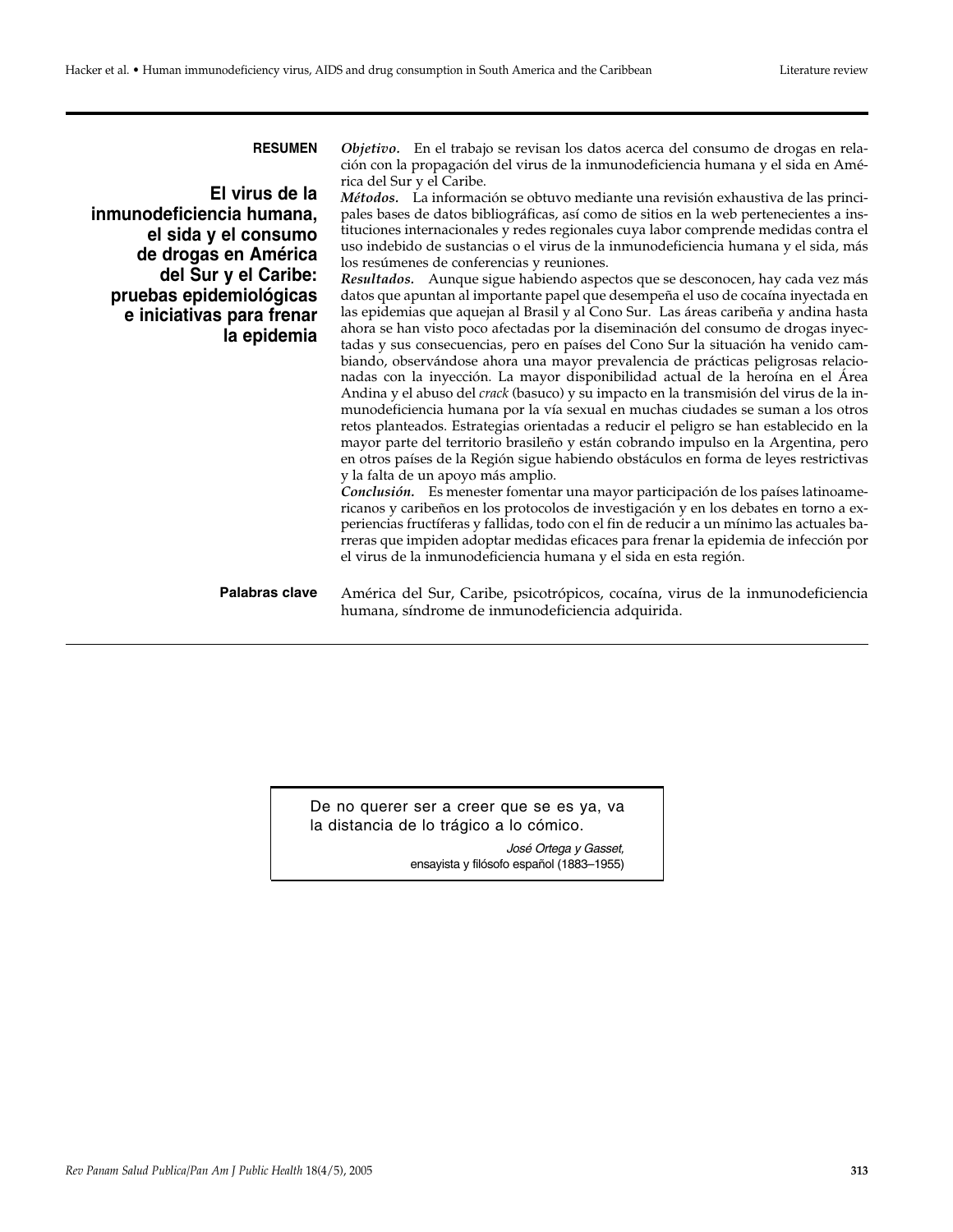## RESUMEN

## El virus de la inmunodeficiencia humana, el sida y el consumo de drogas en América del Sur y el Caribe: pruebas epidemiológicas e iniciativas para frenar la epidemia

***Objetivo.*** En el trabajo se revisan los datos acerca del consumo de drogas en relación con la propagación del virus de la inmunodeficiencia humana y el sida en América del Sur y el Caribe.

***Métodos.*** La información se obtuvo mediante una revisión exhaustiva de las principales bases de datos bibliográficas, así como de sitios en la web pertenecientes a instituciones internacionales y redes regionales cuya labor comprende medidas contra el uso indebido de sustancias o el virus de la inmunodeficiencia humana y el sida, más los resúmenes de conferencias y reuniones.

***Resultados.*** Aunque sigue habiendo aspectos que se desconocen, hay cada vez más datos que apuntan al importante papel que desempeña el uso de cocaína inyectada en las epidemias que aquejan al Brasil y al Cono Sur. Las áreas caribeña y andina hasta ahora se han visto poco afectadas por la diseminación del consumo de drogas inyectadas y sus consecuencias, pero en países del Cono Sur la situación ha venido cambiando, observándose ahora una mayor prevalencia de prácticas peligrosas relacionadas con la inyección. La mayor disponibilidad actual de la heroína en el Área Andina y el abuso del *crack* (basuco) y su impacto en la transmisión del virus de la inmunodeficiencia humana por la vía sexual en muchas ciudades se suman a los otros retos planteados. Estrategias orientadas a reducir el peligro se han establecido en la mayor parte del territorio brasileño y están cobrando impulso en la Argentina, pero en otros países de la Región sigue habiendo obstáculos en forma de leyes restrictivas y la falta de un apoyo más amplio.

***Conclusión.*** Es menester fomentar una mayor participación de los países latinoamericanos y caribeños en los protocolos de investigación y en los debates en torno a experiencias fructíferas y fallidas, todo con el fin de reducir a un mínimo las actuales barreras que impiden adoptar medidas eficaces para frenar la epidemia de infección por el virus de la inmunodeficiencia humana y el sida en esta región.

**Palabras clave** América del Sur, Caribe, psicotrópicos, cocaína, virus de la inmunodeficiencia humana, síndrome de inmunodeficiencia adquirida.

---

> De no querer ser a creer que se es ya, va la distancia de lo trágico a lo cómico.
>
> *José Ortega y Gasset,*
> ensayista y filósofo español (1883–1955)